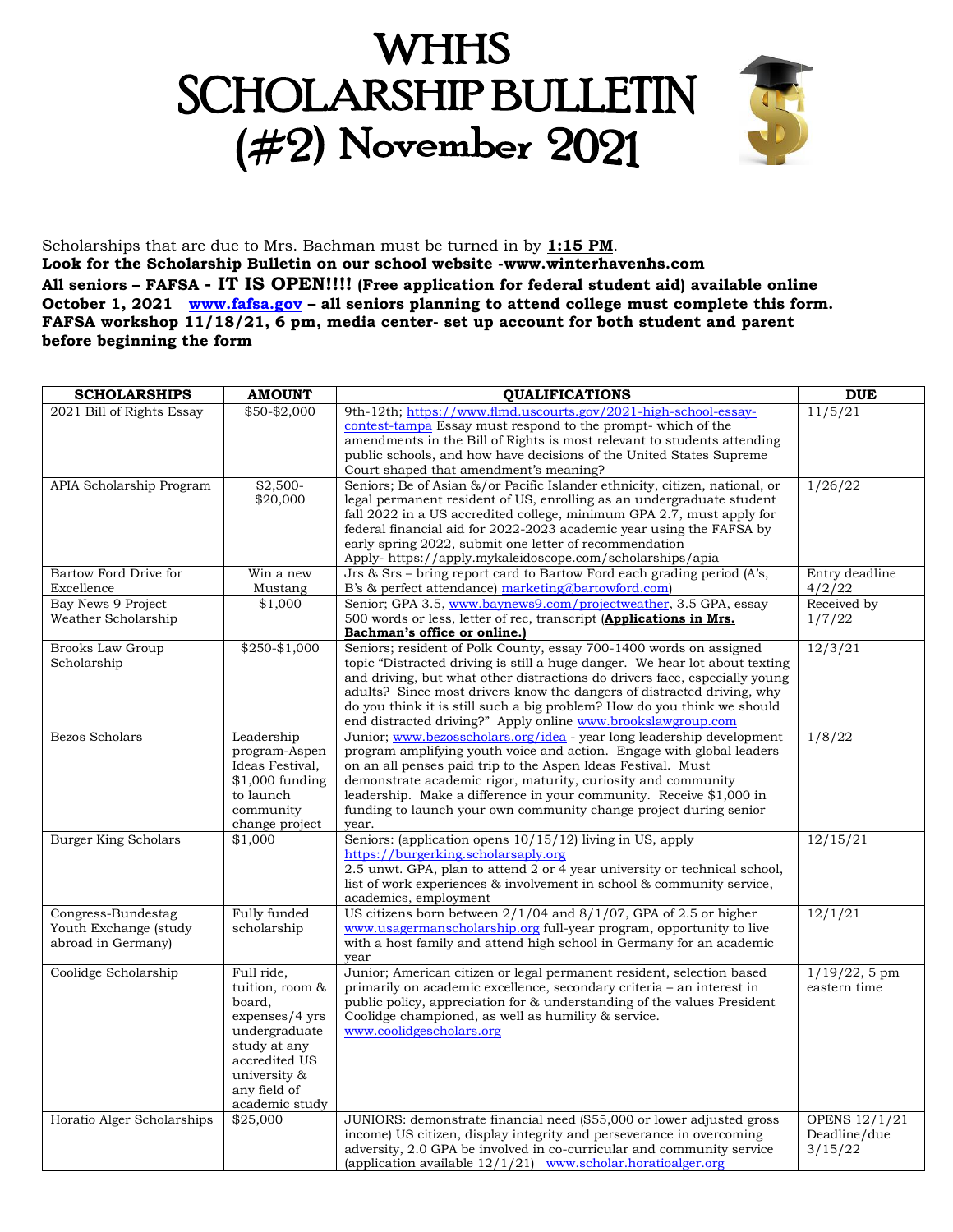# WHHS SCHOLARSHIP BULLETIN (#2) November 2021

Scholarships that are due to Mrs. Bachman must be turned in by **1:15 PM**.

**Look for the Scholarship Bulletin on our school website -www.winterhavenhs.com**

**All seniors – FAFSA - IT IS OPEN!!!! (Free application for federal student aid) available online October 1, 2021 www.fafsa.gov – all seniors planning to attend college must complete this form.**

**FAFSA workshop 11/18/21, 6 pm, media center- set up account for both student and parent before beginning the form**

| SCHOLARSHIPS | AMOUNT | QUALIFICATIONS | DUE |
|---|---|---|---|
| 2021 Bill of Rights Essay | $50-$2,000 | 9th-12th; https://www.flmd.uscourts.gov/2021-high-school-essay-contest-tampa Essay must respond to the prompt- which of the amendments in the Bill of Rights is most relevant to students attending public schools, and how have decisions of the United States Supreme Court shaped that amendment's meaning? | 11/5/21 |
| APIA Scholarship Program | $2,500-$20,000 | Seniors; Be of Asian &/or Pacific Islander ethnicity, citizen, national, or legal permanent resident of US, enrolling as an undergraduate student fall 2022 in a US accredited college, minimum GPA 2.7, must apply for federal financial aid for 2022-2023 academic year using the FAFSA by early spring 2022, submit one letter of recommendation Apply- https://apply.mykaleidoscope.com/scholarships/apia | 1/26/22 |
| Bartow Ford Drive for Excellence | Win a new Mustang | Jrs & Srs – bring report card to Bartow Ford each grading period (A's, B's & perfect attendance) marketing@bartowford.com) | Entry deadline 4/2/22 |
| Bay News 9 Project Weather Scholarship | $1,000 | Senior; GPA 3.5, www.baynews9.com/projectweather, 3.5 GPA, essay 500 words or less, letter of rec, transcript (**Applications in Mrs. Bachman's office or online.)** | Received by 1/7/22 |
| Brooks Law Group Scholarship | $250-$1,000 | Seniors; resident of Polk County, essay 700-1400 words on assigned topic "Distracted driving is still a huge danger. We hear lot about texting and driving, but what other distractions do drivers face, especially young adults? Since most drivers know the dangers of distracted driving, why do you think it is still such a big problem? How do you think we should end distracted driving?" Apply online www.brookslawgroup.com | 12/3/21 |
| Bezos Scholars | Leadership program-Aspen Ideas Festival, $1,000 funding to launch community change project | Junior; www.bezosscholars.org/idea - year long leadership development program amplifying youth voice and action. Engage with global leaders on an all penses paid trip to the Aspen Ideas Festival. Must demonstrate academic rigor, maturity, curiosity and community leadership. Make a difference in your community. Receive $1,000 in funding to launch your own community change project during senior year. | 1/8/22 |
| Burger King Scholars | $1,000 | Seniors: (application opens 10/15/12) living in US, apply https://burgerking.scholarsaply.org 2.5 unwt. GPA, plan to attend 2 or 4 year university or technical school, list of work experiences & involvement in school & community service, academics, employment | 12/15/21 |
| Congress-Bundestag Youth Exchange (study abroad in Germany) | Fully funded scholarship | US citizens born between 2/1/04 and 8/1/07, GPA of 2.5 or higher www.usagermanscholarship.org full-year program, opportunity to live with a host family and attend high school in Germany for an academic year | 12/1/21 |
| Coolidge Scholarship | Full ride, tuition, room & board, expenses/4 yrs undergraduate study at any accredited US university & any field of academic study | Junior; American citizen or legal permanent resident, selection based primarily on academic excellence, secondary criteria – an interest in public policy, appreciation for & understanding of the values President Coolidge championed, as well as humility & service. www.coolidgescholars.org | 1/19/22, 5 pm eastern time |
| Horatio Alger Scholarships | $25,000 | JUNIORS: demonstrate financial need ($55,000 or lower adjusted gross income) US citizen, display integrity and perseverance in overcoming adversity, 2.0 GPA be involved in co-curricular and community service (application available 12/1/21) www.scholar.horatioalger.org | OPENS 12/1/21 Deadline/due 3/15/22 |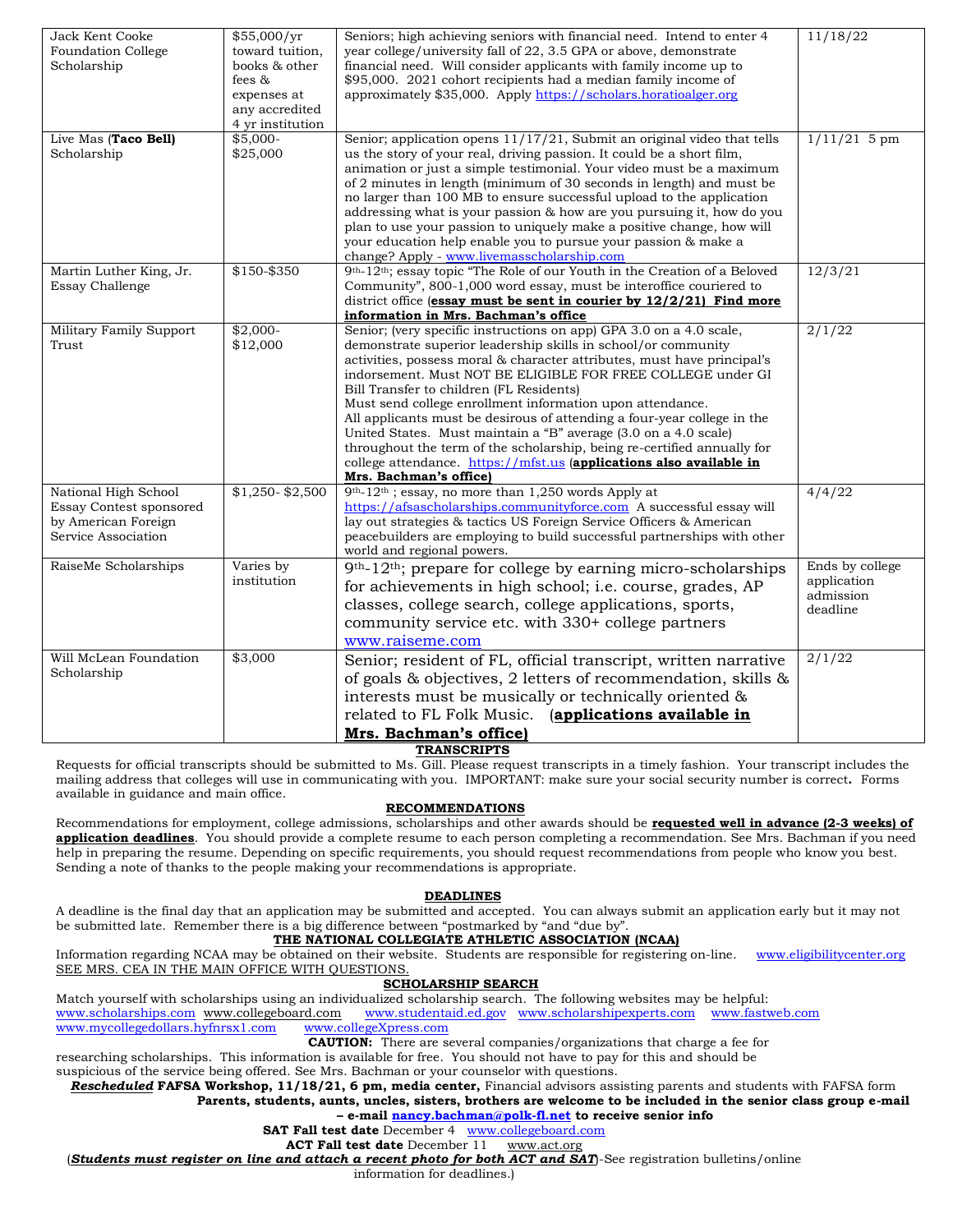| | | | |
|---|---|---|---|
| Jack Kent Cooke Foundation College Scholarship | $55,000/yr toward tuition, books & other fees & expenses at any accredited 4 yr institution | Seniors; high achieving seniors with financial need. Intend to enter 4 year college/university fall of 22, 3.5 GPA or above, demonstrate financial need. Will consider applicants with family income up to $95,000. 2021 cohort recipients had a median family income of approximately $35,000. Apply https://scholars.horatioalger.org | 11/18/22 |
| Live Mas (**Taco Bell**) Scholarship | $5,000-$25,000 | Senior; application opens 11/17/21, Submit an original video that tells us the story of your real, driving passion. It could be a short film, animation or just a simple testimonial. Your video must be a maximum of 2 minutes in length (minimum of 30 seconds in length) and must be no larger than 100 MB to ensure successful upload to the application addressing what is your passion & how are you pursuing it, how do you plan to use your passion to uniquely make a positive change, how will your education help enable you to pursue your passion & make a change? Apply - www.livemasscholarship.com | 1/11/21 5 pm |
| Martin Luther King, Jr. Essay Challenge | $150-$350 | 9th-12th; essay topic "The Role of our Youth in the Creation of a Beloved Community", 800-1,000 word essay, must be interoffice couriered to district office (**essay must be sent in courier by 12/2/21) Find more information in Mrs. Bachman's office** | 12/3/21 |
| Military Family Support Trust | $2,000-$12,000 | Senior; (very specific instructions on app) GPA 3.0 on a 4.0 scale, demonstrate superior leadership skills in school/or community activities, possess moral & character attributes, must have principal's indorsement. Must NOT BE ELIGIBLE FOR FREE COLLEGE under GI Bill Transfer to children (FL Residents) Must send college enrollment information upon attendance. All applicants must be desirous of attending a four-year college in the United States. Must maintain a "B" average (3.0 on a 4.0 scale) throughout the term of the scholarship, being re-certified annually for college attendance. https://mfst.us (**applications also available in Mrs. Bachman's office)** | 2/1/22 |
| National High School Essay Contest sponsored by American Foreign Service Association | $1,250- $2,500 | 9th-12th ; essay, no more than 1,250 words Apply at https://afsascholarships.communityforce.com A successful essay will lay out strategies & tactics US Foreign Service Officers & American peacebuilders are employing to build successful partnerships with other world and regional powers. | 4/4/22 |
| RaiseMe Scholarships | Varies by institution | 9th-12th; prepare for college by earning micro-scholarships for achievements in high school; i.e. course, grades, AP classes, college search, college applications, sports, community service etc. with 330+ college partners www.raiseme.com | Ends by college application admission deadline |
| Will McLean Foundation Scholarship | $3,000 | Senior; resident of FL, official transcript, written narrative of goals & objectives, 2 letters of recommendation, skills & interests must be musically or technically oriented & related to FL Folk Music. (**applications available in Mrs. Bachman's office)** | 2/1/22 |

## TRANSCRIPTS

Requests for official transcripts should be submitted to Ms. Gill. Please request transcripts in a timely fashion. Your transcript includes the mailing address that colleges will use in communicating with you. IMPORTANT: make sure your social security number is correct**.** Forms available in guidance and main office.

## RECOMMENDATIONS

Recommendations for employment, college admissions, scholarships and other awards should be **requested well in advance (2-3 weeks) of application deadlines**. You should provide a complete resume to each person completing a recommendation. See Mrs. Bachman if you need help in preparing the resume. Depending on specific requirements, you should request recommendations from people who know you best. Sending a note of thanks to the people making your recommendations is appropriate.

## DEADLINES

A deadline is the final day that an application may be submitted and accepted. You can always submit an application early but it may not be submitted late. Remember there is a big difference between "postmarked by "and "due by".

## THE NATIONAL COLLEGIATE ATHLETIC ASSOCIATION (NCAA)

Information regarding NCAA may be obtained on their website. Students are responsible for registering on-line. www.eligibilitycenter.org SEE MRS. CEA IN THE MAIN OFFICE WITH QUESTIONS.

## SCHOLARSHIP SEARCH

Match yourself with scholarships using an individualized scholarship search. The following websites may be helpful:
www.scholarships.com www.collegeboard.com www.studentaid.ed.gov www.scholarshipexperts.com www.fastweb.com www.mycollegedollars.hyfnrsx1.com www.collegeXpress.com

**CAUTION:** There are several companies/organizations that charge a fee for researching scholarships. This information is available for free. You should not have to pay for this and should be suspicious of the service being offered. See Mrs. Bachman or your counselor with questions.

***Rescheduled*** **FAFSA Workshop, 11/18/21, 6 pm, media center,** Financial advisors assisting parents and students with FAFSA form

**Parents, students, aunts, uncles, sisters, brothers are welcome to be included in the senior class group e-mail – e-mail nancy.bachman@polk-fl.net to receive senior info**

**SAT Fall test date** December 4 www.collegeboard.com

**ACT Fall test date** December 11 www.act.org

(***Students must register on line and attach a recent photo for both ACT and SAT***)-See registration bulletins/online information for deadlines.)